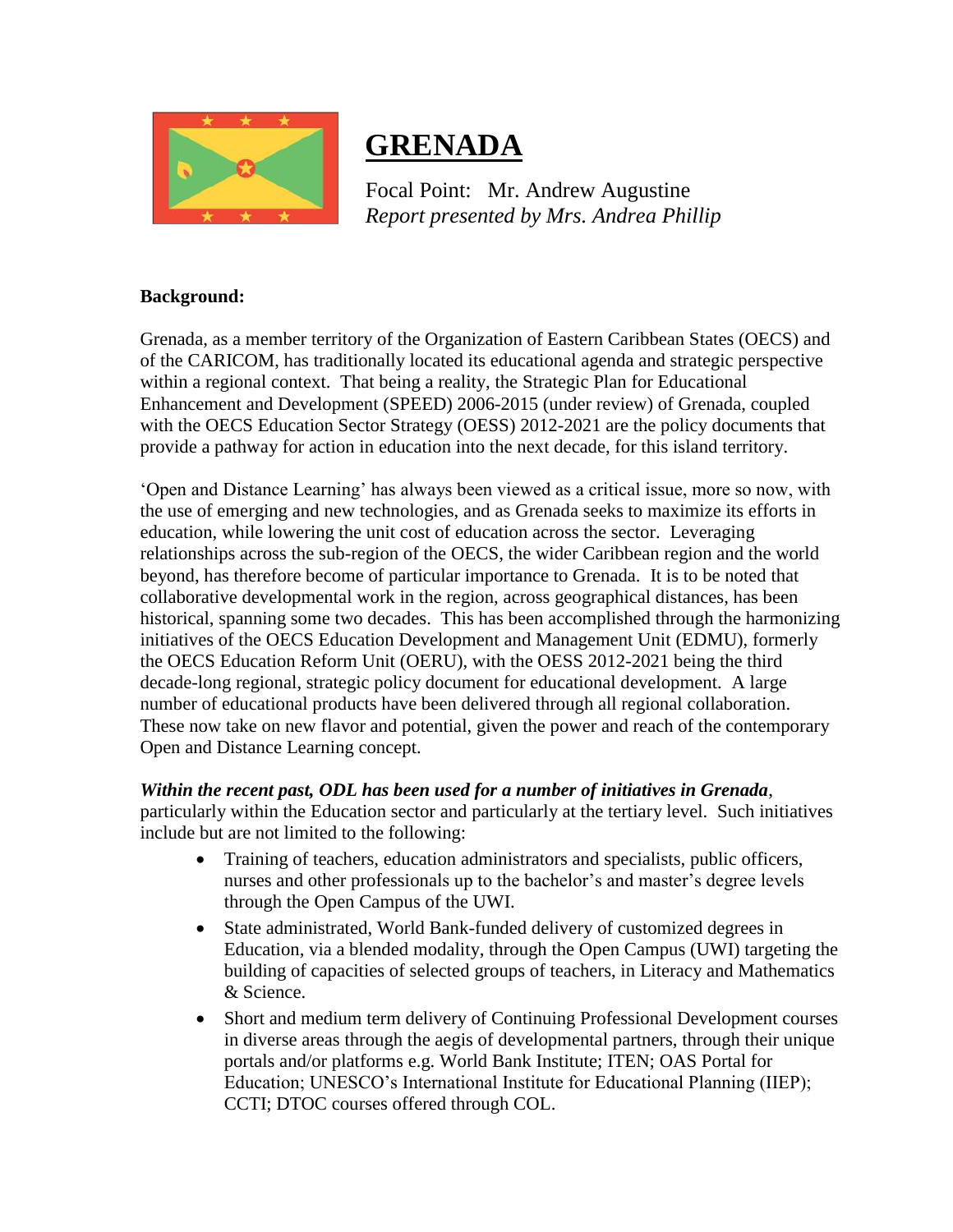# GRENADA

Focal Point: Mr. Andrew Augustine
*Report presented by Mrs. Andrea Phillip*

**Background:**

Grenada, as a member territory of the Organization of Eastern Caribbean States (OECS) and of the CARICOM, has traditionally located its educational agenda and strategic perspective within a regional context. That being a reality, the Strategic Plan for Educational Enhancement and Development (SPEED) 2006-2015 (under review) of Grenada, coupled with the OECS Education Sector Strategy (OESS) 2012-2021 are the policy documents that provide a pathway for action in education into the next decade, for this island territory.

'Open and Distance Learning' has always been viewed as a critical issue, more so now, with the use of emerging and new technologies, and as Grenada seeks to maximize its efforts in education, while lowering the unit cost of education across the sector. Leveraging relationships across the sub-region of the OECS, the wider Caribbean region and the world beyond, has therefore become of particular importance to Grenada. It is to be noted that collaborative developmental work in the region, across geographical distances, has been historical, spanning some two decades. This has been accomplished through the harmonizing initiatives of the OECS Education Development and Management Unit (EDMU), formerly the OECS Education Reform Unit (OERU), with the OESS 2012-2021 being the third decade-long regional, strategic policy document for educational development. A large number of educational products have been delivered through all regional collaboration. These now take on new flavor and potential, given the power and reach of the contemporary Open and Distance Learning concept.

***Within the recent past, ODL has been used for a number of initiatives in Grenada***, particularly within the Education sector and particularly at the tertiary level. Such initiatives include but are not limited to the following:

- Training of teachers, education administrators and specialists, public officers, nurses and other professionals up to the bachelor's and master's degree levels through the Open Campus of the UWI.
- State administrated, World Bank-funded delivery of customized degrees in Education, via a blended modality, through the Open Campus (UWI) targeting the building of capacities of selected groups of teachers, in Literacy and Mathematics & Science.
- Short and medium term delivery of Continuing Professional Development courses in diverse areas through the aegis of developmental partners, through their unique portals and/or platforms e.g. World Bank Institute; ITEN; OAS Portal for Education; UNESCO's International Institute for Educational Planning (IIEP); CCTI; DTOC courses offered through COL.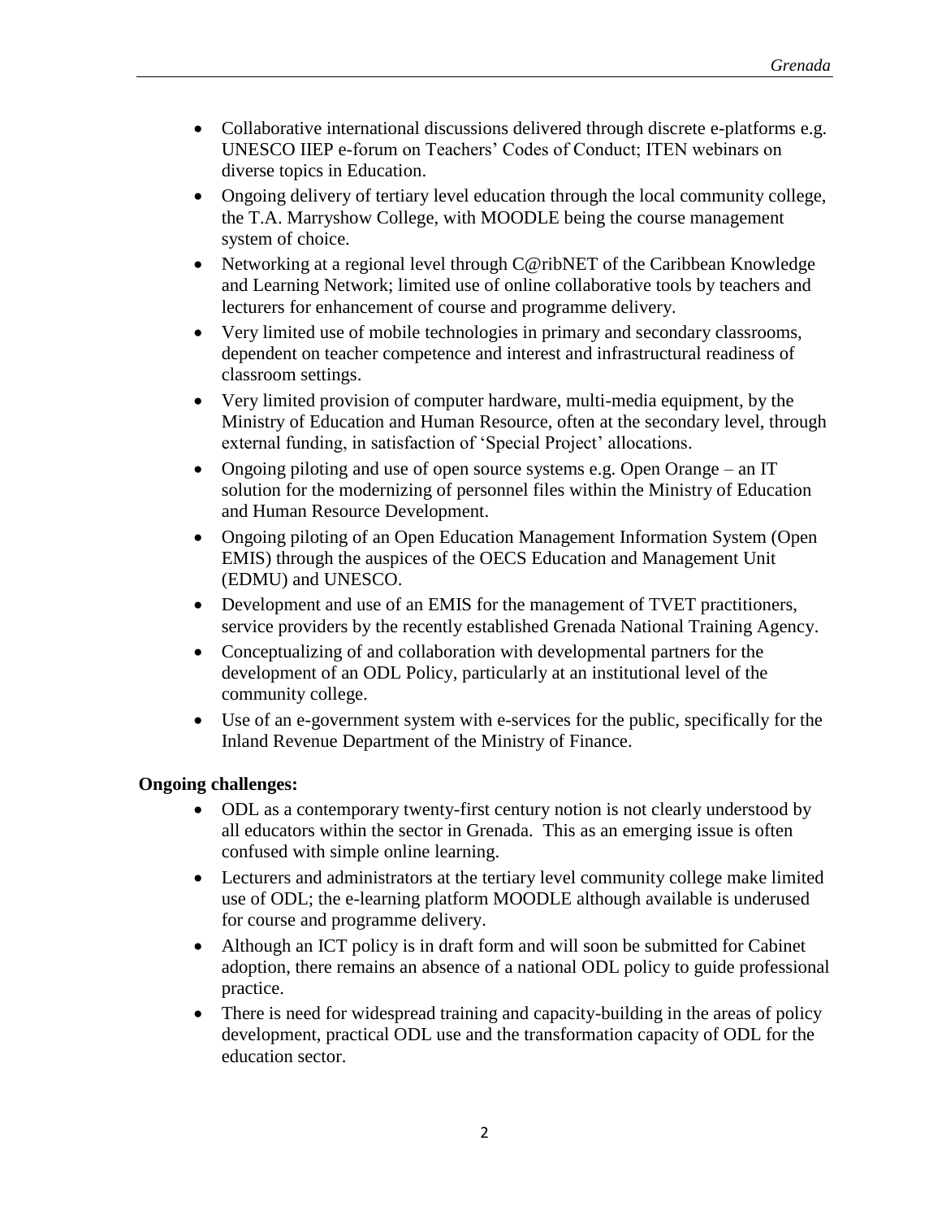- Collaborative international discussions delivered through discrete e-platforms e.g. UNESCO IIEP e-forum on Teachers' Codes of Conduct; ITEN webinars on diverse topics in Education.
- Ongoing delivery of tertiary level education through the local community college, the T.A. Marryshow College, with MOODLE being the course management system of choice.
- Networking at a regional level through C@ribNET of the Caribbean Knowledge and Learning Network; limited use of online collaborative tools by teachers and lecturers for enhancement of course and programme delivery.
- Very limited use of mobile technologies in primary and secondary classrooms, dependent on teacher competence and interest and infrastructural readiness of classroom settings.
- Very limited provision of computer hardware, multi-media equipment, by the Ministry of Education and Human Resource, often at the secondary level, through external funding, in satisfaction of 'Special Project' allocations.
- Ongoing piloting and use of open source systems e.g. Open Orange – an IT solution for the modernizing of personnel files within the Ministry of Education and Human Resource Development.
- Ongoing piloting of an Open Education Management Information System (Open EMIS) through the auspices of the OECS Education and Management Unit (EDMU) and UNESCO.
- Development and use of an EMIS for the management of TVET practitioners, service providers by the recently established Grenada National Training Agency.
- Conceptualizing of and collaboration with developmental partners for the development of an ODL Policy, particularly at an institutional level of the community college.
- Use of an e-government system with e-services for the public, specifically for the Inland Revenue Department of the Ministry of Finance.

**Ongoing challenges:**

- ODL as a contemporary twenty-first century notion is not clearly understood by all educators within the sector in Grenada. This as an emerging issue is often confused with simple online learning.
- Lecturers and administrators at the tertiary level community college make limited use of ODL; the e-learning platform MOODLE although available is underused for course and programme delivery.
- Although an ICT policy is in draft form and will soon be submitted for Cabinet adoption, there remains an absence of a national ODL policy to guide professional practice.
- There is need for widespread training and capacity-building in the areas of policy development, practical ODL use and the transformation capacity of ODL for the education sector.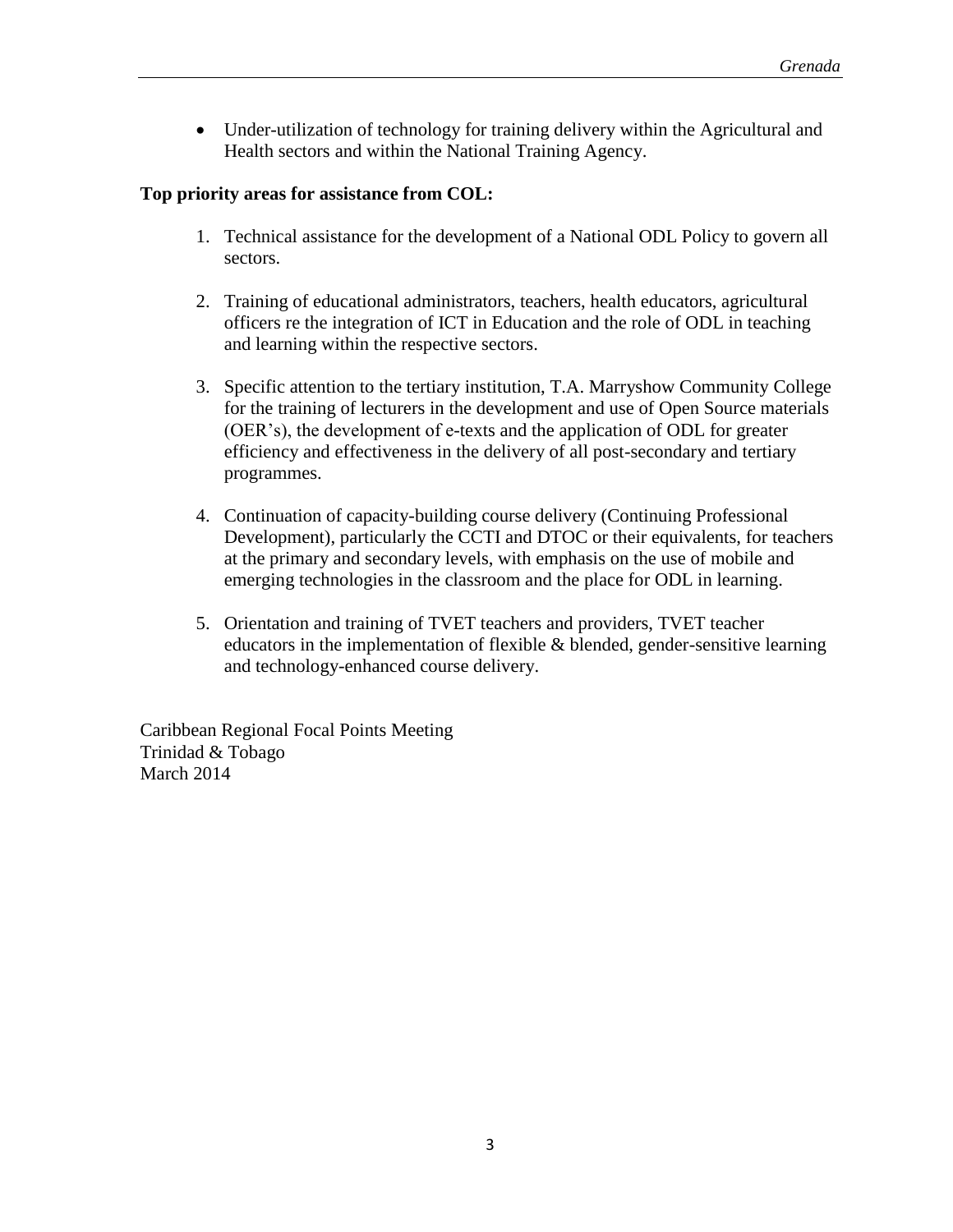- Under-utilization of technology for training delivery within the Agricultural and Health sectors and within the National Training Agency.

**Top priority areas for assistance from COL:**

1. Technical assistance for the development of a National ODL Policy to govern all sectors.

2. Training of educational administrators, teachers, health educators, agricultural officers re the integration of ICT in Education and the role of ODL in teaching and learning within the respective sectors.

3. Specific attention to the tertiary institution, T.A. Marryshow Community College for the training of lecturers in the development and use of Open Source materials (OER's), the development of e-texts and the application of ODL for greater efficiency and effectiveness in the delivery of all post-secondary and tertiary programmes.

4. Continuation of capacity-building course delivery (Continuing Professional Development), particularly the CCTI and DTOC or their equivalents, for teachers at the primary and secondary levels, with emphasis on the use of mobile and emerging technologies in the classroom and the place for ODL in learning.

5. Orientation and training of TVET teachers and providers, TVET teacher educators in the implementation of flexible & blended, gender-sensitive learning and technology-enhanced course delivery.

Caribbean Regional Focal Points Meeting
Trinidad & Tobago
March 2014